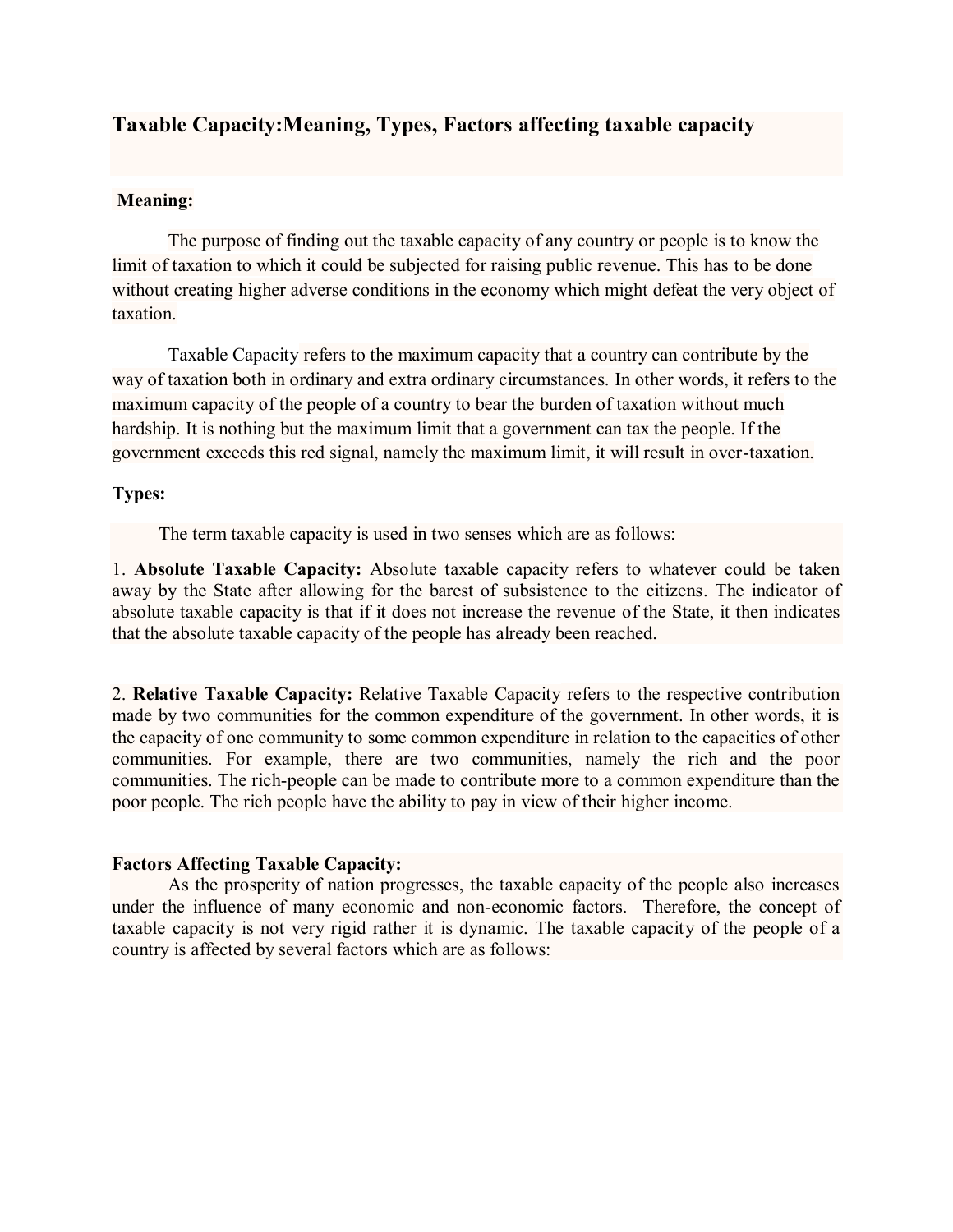# Taxable Capacity:Meaning, Types, Factors affecting taxable capacity

**Meaning:**

The purpose of finding out the taxable capacity of any country or people is to know the limit of taxation to which it could be subjected for raising public revenue. This has to be done without creating higher adverse conditions in the economy which might defeat the very object of taxation.

Taxable Capacity refers to the maximum capacity that a country can contribute by the way of taxation both in ordinary and extra ordinary circumstances. In other words, it refers to the maximum capacity of the people of a country to bear the burden of taxation without much hardship. It is nothing but the maximum limit that a government can tax the people. If the government exceeds this red signal, namely the maximum limit, it will result in over-taxation.

**Types:**

The term taxable capacity is used in two senses which are as follows:

1. **Absolute Taxable Capacity:** Absolute taxable capacity refers to whatever could be taken away by the State after allowing for the barest of subsistence to the citizens. The indicator of absolute taxable capacity is that if it does not increase the revenue of the State, it then indicates that the absolute taxable capacity of the people has already been reached.

2. **Relative Taxable Capacity:** Relative Taxable Capacity refers to the respective contribution made by two communities for the common expenditure of the government. In other words, it is the capacity of one community to some common expenditure in relation to the capacities of other communities. For example, there are two communities, namely the rich and the poor communities. The rich-people can be made to contribute more to a common expenditure than the poor people. The rich people have the ability to pay in view of their higher income.

**Factors Affecting Taxable Capacity:**

As the prosperity of nation progresses, the taxable capacity of the people also increases under the influence of many economic and non-economic factors. Therefore, the concept of taxable capacity is not very rigid rather it is dynamic. The taxable capacity of the people of a country is affected by several factors which are as follows: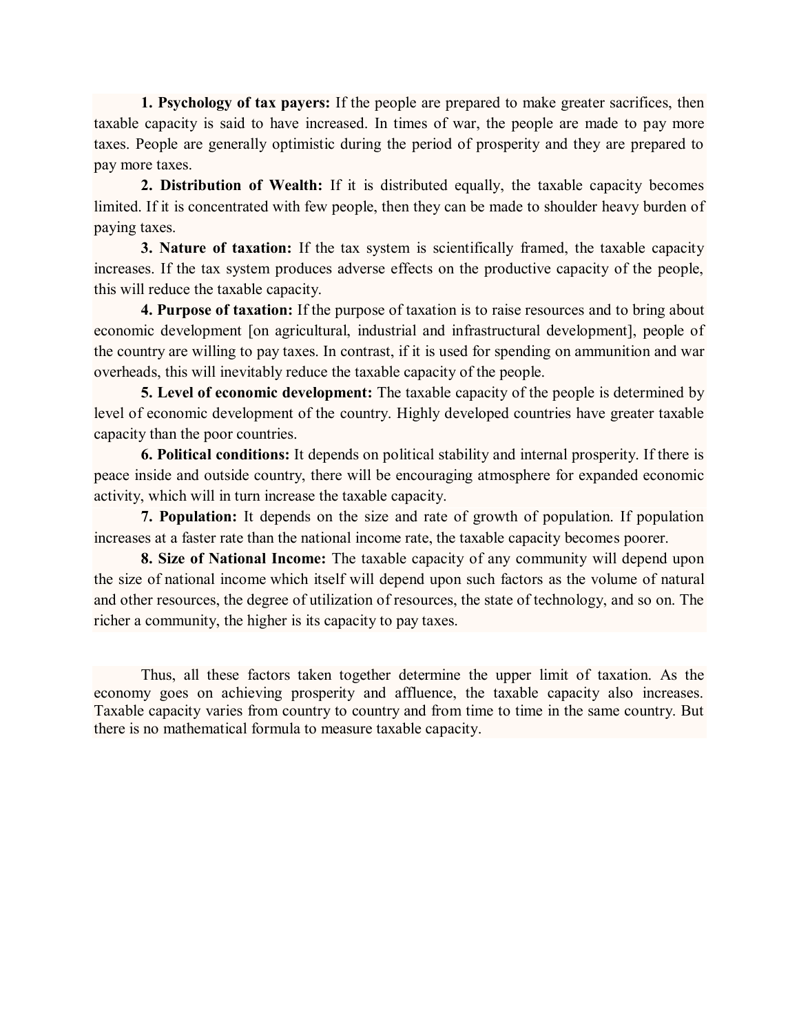**1. Psychology of tax payers:** If the people are prepared to make greater sacrifices, then taxable capacity is said to have increased. In times of war, the people are made to pay more taxes. People are generally optimistic during the period of prosperity and they are prepared to pay more taxes.

**2. Distribution of Wealth:** If it is distributed equally, the taxable capacity becomes limited. If it is concentrated with few people, then they can be made to shoulder heavy burden of paying taxes.

**3. Nature of taxation:** If the tax system is scientifically framed, the taxable capacity increases. If the tax system produces adverse effects on the productive capacity of the people, this will reduce the taxable capacity.

**4. Purpose of taxation:** If the purpose of taxation is to raise resources and to bring about economic development [on agricultural, industrial and infrastructural development], people of the country are willing to pay taxes. In contrast, if it is used for spending on ammunition and war overheads, this will inevitably reduce the taxable capacity of the people.

**5. Level of economic development:** The taxable capacity of the people is determined by level of economic development of the country. Highly developed countries have greater taxable capacity than the poor countries.

**6. Political conditions:** It depends on political stability and internal prosperity. If there is peace inside and outside country, there will be encouraging atmosphere for expanded economic activity, which will in turn increase the taxable capacity.

**7. Population:** It depends on the size and rate of growth of population. If population increases at a faster rate than the national income rate, the taxable capacity becomes poorer.

**8. Size of National Income:** The taxable capacity of any community will depend upon the size of national income which itself will depend upon such factors as the volume of natural and other resources, the degree of utilization of resources, the state of technology, and so on. The richer a community, the higher is its capacity to pay taxes.

Thus, all these factors taken together determine the upper limit of taxation. As the economy goes on achieving prosperity and affluence, the taxable capacity also increases. Taxable capacity varies from country to country and from time to time in the same country. But there is no mathematical formula to measure taxable capacity.